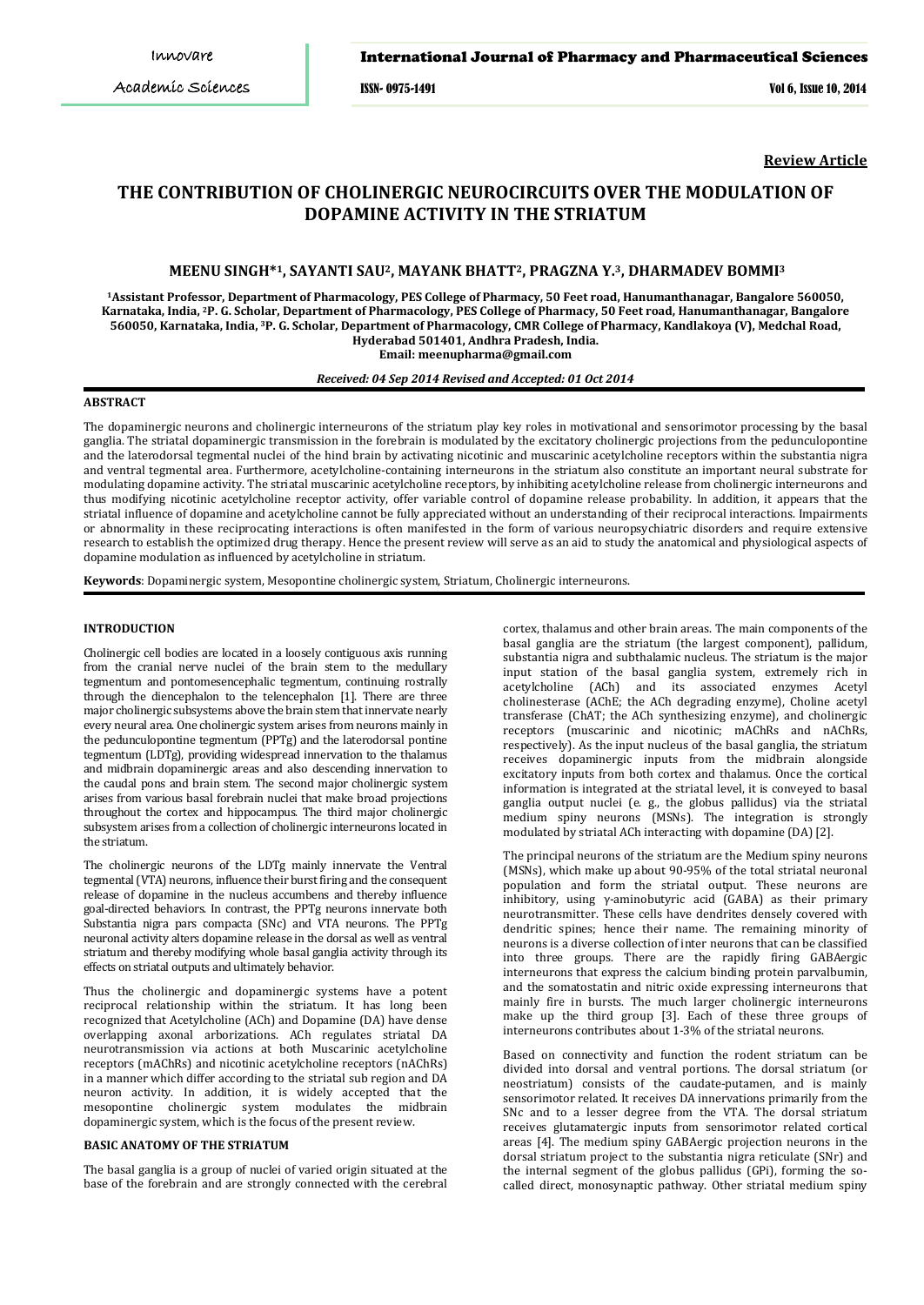**Review Article**

# THE CONTRIBUTION OF CHOLINERGIC NEUROCIRCUITS OVER THE MODULATION OF DOPAMINE ACTIVITY IN THE STRIATUM

### MEENU SINGH*[1], SAYANTI SAU[2], MAYANK BHATT[2], PRAGZNA Y.[3], DHARMADEV BOMMI[3]

**[1]Assistant Professor, Department of Pharmacology, PES College of Pharmacy, 50 Feet road, Hanumanthanagar, Bangalore 560050, Karnataka, India, [2]P. G. Scholar, Department of Pharmacology, PES College of Pharmacy, 50 Feet road, Hanumanthanagar, Bangalore 560050, Karnataka, India, [3]P. G. Scholar, Department of Pharmacology, CMR College of Pharmacy, Kandlakoya (V), Medchal Road, Hyderabad 501401, Andhra Pradesh, India.**
**Email: meenupharma@gmail.com**

*Received: 04 Sep 2014 Revised and Accepted: 01 Oct 2014*

#### ABSTRACT

The dopaminergic neurons and cholinergic interneurons of the striatum play key roles in motivational and sensorimotor processing by the basal ganglia. The striatal dopaminergic transmission in the forebrain is modulated by the excitatory cholinergic projections from the pedunculopontine and the laterodorsal tegmental nuclei of the hind brain by activating nicotinic and muscarinic acetylcholine receptors within the substantia nigra and ventral tegmental area. Furthermore, acetylcholine-containing interneurons in the striatum also constitute an important neural substrate for modulating dopamine activity. The striatal muscarinic acetylcholine receptors, by inhibiting acetylcholine release from cholinergic interneurons and thus modifying nicotinic acetylcholine receptor activity, offer variable control of dopamine release probability. In addition, it appears that the striatal influence of dopamine and acetylcholine cannot be fully appreciated without an understanding of their reciprocal interactions. Impairments or abnormality in these reciprocating interactions is often manifested in the form of various neuropsychiatric disorders and require extensive research to establish the optimized drug therapy. Hence the present review will serve as an aid to study the anatomical and physiological aspects of dopamine modulation as influenced by acetylcholine in striatum.

**Keywords**: Dopaminergic system, Mesopontine cholinergic system, Striatum, Cholinergic interneurons.

#### INTRODUCTION

Cholinergic cell bodies are located in a loosely contiguous axis running from the cranial nerve nuclei of the brain stem to the medullary tegmentum and pontomesencephalic tegmentum, continuing rostrally through the diencephalon to the telencephalon [1]. There are three major cholinergic subsystems above the brain stem that innervate nearly every neural area. One cholinergic system arises from neurons mainly in the pedunculopontine tegmentum (PPTg) and the laterodorsal pontine tegmentum (LDTg), providing widespread innervation to the thalamus and midbrain dopaminergic areas and also descending innervation to the caudal pons and brain stem. The second major cholinergic system arises from various basal forebrain nuclei that make broad projections throughout the cortex and hippocampus. The third major cholinergic subsystem arises from a collection of cholinergic interneurons located in the striatum.

The cholinergic neurons of the LDTg mainly innervate the Ventral tegmental (VTA) neurons, influence their burst firing and the consequent release of dopamine in the nucleus accumbens and thereby influence goal-directed behaviors. In contrast, the PPTg neurons innervate both Substantia nigra pars compacta (SNc) and VTA neurons. The PPTg neuronal activity alters dopamine release in the dorsal as well as ventral striatum and thereby modifying whole basal ganglia activity through its effects on striatal outputs and ultimately behavior.

Thus the cholinergic and dopaminergic systems have a potent reciprocal relationship within the striatum. It has long been recognized that Acetylcholine (ACh) and Dopamine (DA) have dense overlapping axonal arborizations. ACh regulates striatal DA neurotransmission via actions at both Muscarinic acetylcholine receptors (mAChRs) and nicotinic acetylcholine receptors (nAChRs) in a manner which differ according to the striatal sub region and DA neuron activity. In addition, it is widely accepted that the mesopontine cholinergic system modulates the midbrain dopaminergic system, which is the focus of the present review.

#### BASIC ANATOMY OF THE STRIATUM

The basal ganglia is a group of nuclei of varied origin situated at the base of the forebrain and are strongly connected with the cerebral cortex, thalamus and other brain areas. The main components of the basal ganglia are the striatum (the largest component), pallidum, substantia nigra and subthalamic nucleus. The striatum is the major input station of the basal ganglia system, extremely rich in acetylcholine (ACh) and its associated enzymes Acetyl cholinesterase (AChE; the ACh degrading enzyme), Choline acetyl transferase (ChAT; the ACh synthesizing enzyme), and cholinergic receptors (muscarinic and nicotinic; mAChRs and nAChRs, respectively). As the input nucleus of the basal ganglia, the striatum receives dopaminergic inputs from the midbrain alongside excitatory inputs from both cortex and thalamus. Once the cortical information is integrated at the striatal level, it is conveyed to basal ganglia output nuclei (e. g., the globus pallidus) via the striatal medium spiny neurons (MSNs). The integration is strongly modulated by striatal ACh interacting with dopamine (DA) [2].

The principal neurons of the striatum are the Medium spiny neurons (MSNs), which make up about 90-95% of the total striatal neuronal population and form the striatal output. These neurons are inhibitory, using γ-aminobutyric acid (GABA) as their primary neurotransmitter. These cells have dendrites densely covered with dendritic spines; hence their name. The remaining minority of neurons is a diverse collection of inter neurons that can be classified into three groups. There are the rapidly firing GABAergic interneurons that express the calcium binding protein parvalbumin, and the somatostatin and nitric oxide expressing interneurons that mainly fire in bursts. The much larger cholinergic interneurons make up the third group [3]. Each of these three groups of interneurons contributes about 1-3% of the striatal neurons.

Based on connectivity and function the rodent striatum can be divided into dorsal and ventral portions. The dorsal striatum (or neostriatum) consists of the caudate-putamen, and is mainly sensorimotor related. It receives DA innervations primarily from the SNc and to a lesser degree from the VTA. The dorsal striatum receives glutamatergic inputs from sensorimotor related cortical areas [4]. The medium spiny GABAergic projection neurons in the dorsal striatum project to the substantia nigra reticulate (SNr) and the internal segment of the globus pallidus (GPi), forming the so-called direct, monosynaptic pathway. Other striatal medium spiny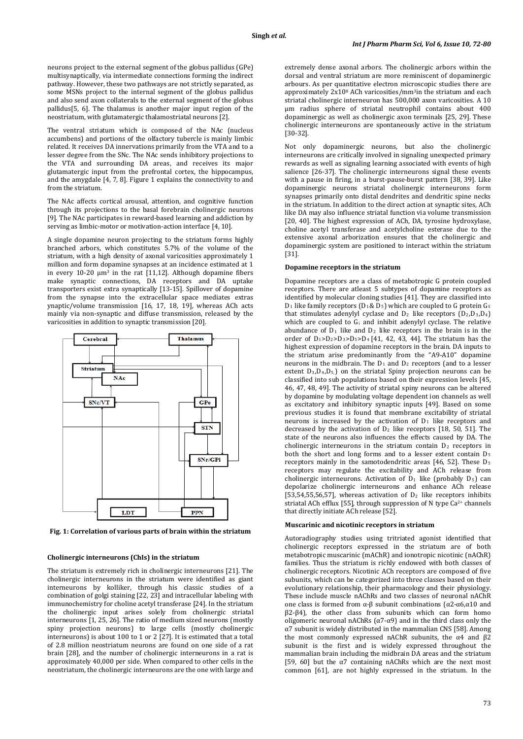neurons project to the external segment of the globus pallidus (GPe) multisynaptically, via intermediate connections forming the indirect pathway. However, these two pathways are not strictly separated, as some MSNs project to the internal segment of the globus pallidus and also send axon collaterals to the external segment of the globus pallidus[5, 6]. The thalamus is another major input region of the neostriatum, with glutamatergic thalamostriatal neurons [2].

The ventral striatum which is composed of the NAc (nucleus accumbens) and portions of the olfactory tubercle is mainly limbic related. It receives DA innervations primarily from the VTA and to a lesser degree from the SNc. The NAc sends inhibitory projections to the VTA and surrounding DA areas, and receives its major glutamatergic input from the prefrontal cortex, the hippocampus, and the amygdale [4, 7, 8]. Figure 1 explains the connectivity to and from the striatum.

The NAc affects cortical arousal, attention, and cognitive function through its projections to the basal forebrain cholinergic neurons [9]. The NAc participates in reward-based learning and addiction by serving as limbic-motor or motivation-action interface [4, 10].

A single dopamine neuron projecting to the striatum forms highly branched arbors, which constitutes 5.7% of the volume of the striatum, with a high density of axonal varicosities approximately 1 million and form dopamine synapses at an incidence estimated at 1 in every 10-20 μm³ in the rat [11,12]. Although dopamine fibers make synaptic connections, DA receptors and DA uptake transporters exist extra synaptically [13-15]. Spillover of dopamine from the synapse into the extracellular space mediates extrasynaptic/volume transmission [16, 17, 18, 19], whereas ACh acts mainly via non-synaptic and diffuse transmission, released by the varicosities in addition to synaptic transmission [20].

**Fig. 1: Correlation of various parts of brain within the striatum**

### Cholinergic interneurons (ChIs) in the striatum

The striatum is extremely rich in cholinergic interneurons [21]. The cholinergic interneurons in the striatum were identified as giant interneurons by kolliker, through his classic studies of a combination of golgi staining [22, 23] and intracellular labeling with immunochemistry for choline acetyl transferase [24]. In the striatum the cholinergic input arises solely from cholinergic striatal interneurons [1, 25, 26]. The ratio of medium sized neurons (mostly spiny projection neurons) to large cells (mostly cholinergic interneurons) is about 100 to 1 or 2 [27]. It is estimated that a total of 2.8 million neostriatum neurons are found on one side of a rat brain [28], and the number of cholinergic interneurons in a rat is approximately 40,000 per side. When compared to other cells in the neostriatum, the cholinergic interneurons are the one with large and extremely dense axonal arbors. The cholinergic arbors within the dorsal and ventral striatum are more reminiscent of dopaminergic arbours. As per quantitative electron microscopic studies there are approximately $2x10^8$ ACh varicosities/mm³in the striatum and each striatal cholinergic interneuron has 500,000 axon varicosities. A 10 μm radius sphere of striatal neutrophil contains about 400 dopaminergic as well as cholinergic axon terminals [25, 29]. These cholinergic interneurons are spontaneously active in the striatum [30-32].

Not only dopaminergic neurons, but also the cholinergic interneurons are critically involved in signaling unexpected primary rewards as well as signaling learning associated with events of high salience [26-37]. The cholinergic interneurons signal these events with a pause in firing, in a burst-pause-burst pattern [38, 39]. Like dopaminergic neurons striatal cholinergic interneurons form synapses primarily onto distal dendrites and dendritic spine necks in the striatum. In addition to the direct action at synaptic sites, ACh like DA may also influence striatal function via volume transmission [20, 40]. The highest expression of ACh, DA, tyrosine hydroxylase, choline acetyl transferase and acetylcholine esterase due to the extensive axonal arborization ensures that the cholinergic and dopaminergic system are positioned to interact within the striatum [31].

### Dopamine receptors in the striatum

Dopamine receptors are a class of metabotropic G protein coupled receptors. There are atleast 5 subtypes of dopamine receptors as identified by molecular cloning studies [41]. They are classified into $D_1$ like family receptors ($D_1$ & $D_5$) which are coupled to G protein $G_s$ that stimulates adenylyl cyclase and $D_2$ like receptors ($D_2$,$D_3$,$D_4$) which are coupled to $G_i$ and inhibit adenylyl cyclase. The relative abundance of $D_1$ like and $D_2$ like receptors in the brain is in the order of $D_1$>$D_2$>$D_3$>$D_5$>$D_4$ [41, 42, 43, 44]. The striatum has the highest expression of dopamine receptors in the brain. DA inputs to the striatum arise predominantly from the "A9-A10" dopamine neurons in the midbrain. The $D_1$ and $D_2$ receptors (and to a lesser extent $D_3$,$D_4$,$D_5$) on the striatal Spiny projection neurons can be classified into sub populations based on their expression levels [45, 46, 47, 48, 49]. The activity of striatal spiny neurons can be altered by dopamine by modulating voltage dependent ion channels as well as excitatory and inhibitory synaptic inputs [49]. Based on some previous studies it is found that membrane excitability of striatal neurons is increased by the activation of $D_1$ like receptors and decreased by the activation of $D_2$ like receptors [18, 50, 51]. The state of the neurons also influences the effects caused by DA. The cholinergic interneurons in the striatum contain $D_2$ receptors in both the short and long forms and to a lesser extent contain $D_5$ receptors mainly in the samotodendritic areas [46, 52]. These $D_5$ receptors may regulate the excitability and ACh release from cholinergic interneurons. Activation of $D_1$ like (probably $D_5$) can depolarize cholinergic interneurons and enhance ACh release [53,54,55,56,57], whereas activation of $D_2$ like receptors inhibits striatal ACh efflux [55], through suppression of N type $Ca^{2+}$ channels that directly initiate ACh release [52].

### Muscarinic and nicotinic receptors in striatum

Autoradiography studies using tritriated agonist identified that cholinergic receptors expressed in the striatum are of both metabotropic muscarinic (mAChR) and ionotropic nicotinic (nAChR) families. Thus the striatum is richly endowed with both classes of cholinergic receptors. Nicotinic ACh receptors are composed of five subunits, which can be categorized into three classes based on their evolutionary relationship, their pharmacology and their physiology. These include muscle nAChRs and two classes of neuronal nAChR one class is formed from α-β subunit combinations (α2-α6,α10 and β2-β4), the other class from subunits which can form homo oligomeric neuronal nAChRs (α7-α9) and in the third class only the α7 subunit is widely distributed in the mammalian CNS [58]. Among the most commonly expressed nAChR subunits, the α4 and β2 subunit is the first and is widely expressed throughout the mammalian brain including the midbrain DA areas and the striatum [59, 60] but the α7 containing nAChRs which are the next most common [61], are not highly expressed in the striatum. In the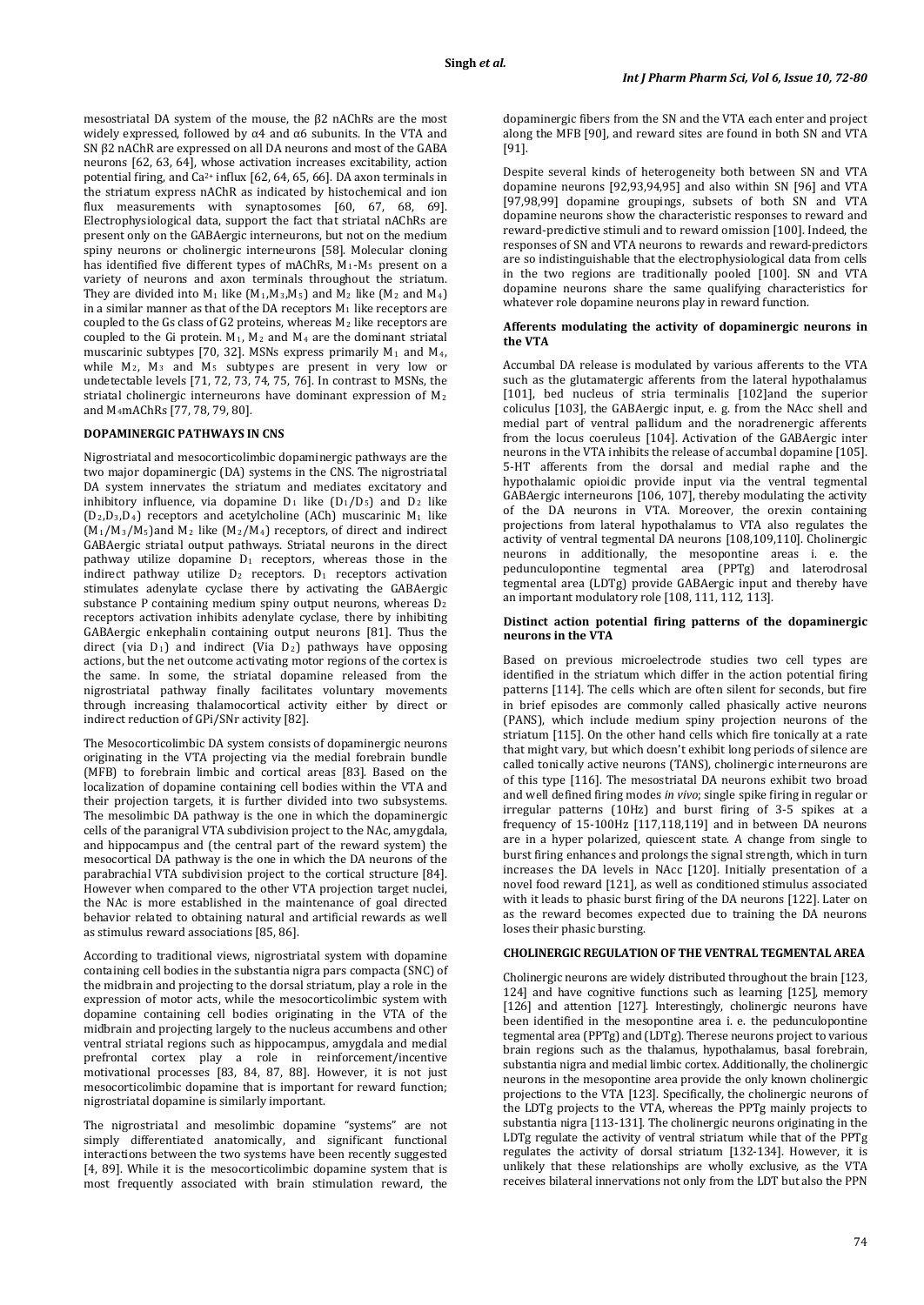mesostriatal DA system of the mouse, the β2 nAChRs are the most widely expressed, followed by α4 and α6 subunits. In the VTA and SN β2 nAChR are expressed on all DA neurons and most of the GABA neurons [62, 63, 64], whose activation increases excitability, action potential firing, and $Ca^{2+}$ influx [62, 64, 65, 66]. DA axon terminals in the striatum express nAChR as indicated by histochemical and ion flux measurements with synaptosomes [60, 67, 68, 69]. Electrophysiological data, support the fact that striatal nAChRs are present only on the GABAergic interneurons, but not on the medium spiny neurons or cholinergic interneurons [58]. Molecular cloning has identified five different types of mAChRs, $M_1$-$M_5$ present on a variety of neurons and axon terminals throughout the striatum. They are divided into $M_1$ like ($M_1$,$M_3$,$M_5$) and $M_2$ like ($M_2$ and $M_4$) in a similar manner as that of the DA receptors $M_1$ like receptors are coupled to the Gs class of G2 proteins, whereas $M_2$ like receptors are coupled to the Gi protein. $M_1$, $M_2$ and $M_4$ are the dominant striatal muscarinic subtypes [70, 32]. MSNs express primarily $M_1$ and $M_4$, while $M_2$, $M_3$ and $M_5$ subtypes are present in very low or undetectable levels [71, 72, 73, 74, 75, 76]. In contrast to MSNs, the striatal cholinergic interneurons have dominant expression of $M_2$ and $M_4$mAChRs [77, 78, 79, 80].

## DOPAMINERGIC PATHWAYS IN CNS

Nigrostriatal and mesocorticolimbic dopaminergic pathways are the two major dopaminergic (DA) systems in the CNS. The nigrostriatal DA system innervates the striatum and mediates excitatory and inhibitory influence, via dopamine $D_1$ like ($D_1$/$D_5$) and $D_2$ like ($D_2$,$D_3$,$D_4$) receptors and acetylcholine (ACh) muscarinic $M_1$ like ($M_1$/$M_3$/$M_5$)and $M_2$ like ($M_2$/$M_4$) receptors, of direct and indirect GABAergic striatal output pathways. Striatal neurons in the direct pathway utilize dopamine $D_1$ receptors, whereas those in the indirect pathway utilize $D_2$ receptors. $D_1$ receptors activation stimulates adenylate cyclase there by activating the GABAergic substance P containing medium spiny output neurons, whereas $D_2$ receptors activation inhibits adenylate cyclase, there by inhibiting GABAergic enkephalin containing output neurons [81]. Thus the direct (via $D_1$) and indirect (Via $D_2$) pathways have opposing actions, but the net outcome activating motor regions of the cortex is the same. In some, the striatal dopamine released from the nigrostriatal pathway finally facilitates voluntary movements through increasing thalamocortical activity either by direct or indirect reduction of GPi/SNr activity [82].

The Mesocorticolimbic DA system consists of dopaminergic neurons originating in the VTA projecting via the medial forebrain bundle (MFB) to forebrain limbic and cortical areas [83]. Based on the localization of dopamine containing cell bodies within the VTA and their projection targets, it is further divided into two subsystems. The mesolimbic DA pathway is the one in which the dopaminergic cells of the paranigral VTA subdivision project to the NAc, amygdala, and hippocampus and (the central part of the reward system) the mesocortical DA pathway is the one in which the DA neurons of the parabrachial VTA subdivision project to the cortical structure [84]. However when compared to the other VTA projection target nuclei, the NAc is more established in the maintenance of goal directed behavior related to obtaining natural and artificial rewards as well as stimulus reward associations [85, 86].

According to traditional views, nigrostriatal system with dopamine containing cell bodies in the substantia nigra pars compacta (SNC) of the midbrain and projecting to the dorsal striatum, play a role in the expression of motor acts, while the mesocorticolimbic system with dopamine containing cell bodies originating in the VTA of the midbrain and projecting largely to the nucleus accumbens and other ventral striatal regions such as hippocampus, amygdala and medial prefrontal cortex play a role in reinforcement/incentive motivational processes [83, 84, 87, 88]. However, it is not just mesocorticolimbic dopamine that is important for reward function; nigrostriatal dopamine is similarly important.

The nigrostriatal and mesolimbic dopamine "systems" are not simply differentiated anatomically, and significant functional interactions between the two systems have been recently suggested [4, 89]. While it is the mesocorticolimbic dopamine system that is most frequently associated with brain stimulation reward, the dopaminergic fibers from the SN and the VTA each enter and project along the MFB [90], and reward sites are found in both SN and VTA [91].

Despite several kinds of heterogeneity both between SN and VTA dopamine neurons [92,93,94,95] and also within SN [96] and VTA [97,98,99] dopamine groupings, subsets of both SN and VTA dopamine neurons show the characteristic responses to reward and reward-predictive stimuli and to reward omission [100]. Indeed, the responses of SN and VTA neurons to rewards and reward-predictors are so indistinguishable that the electrophysiological data from cells in the two regions are traditionally pooled [100]. SN and VTA dopamine neurons share the same qualifying characteristics for whatever role dopamine neurons play in reward function.

### Afferents modulating the activity of dopaminergic neurons in the VTA

Accumbal DA release is modulated by various afferents to the VTA such as the glutamatergic afferents from the lateral hypothalamus [101], bed nucleus of stria terminalis [102]and the superior coliculus [103], the GABAergic input, e. g. from the NAcc shell and medial part of ventral pallidum and the noradrenergic afferents from the locus coeruleus [104]. Activation of the GABAergic inter neurons in the VTA inhibits the release of accumbal dopamine [105]. 5-HT afferents from the dorsal and medial raphe and the hypothalamic opioidic provide input via the ventral tegmental GABAergic interneurons [106, 107], thereby modulating the activity of the DA neurons in VTA. Moreover, the orexin containing projections from lateral hypothalamus to VTA also regulates the activity of ventral tegmental DA neurons [108,109,110]. Cholinergic neurons in additionally, the mesopontine areas i. e. the pedunculopontine tegmental area (PPTg) and laterodrosal tegmental area (LDTg) provide GABAergic input and thereby have an important modulatory role [108, 111, 112, 113].

### Distinct action potential firing patterns of the dopaminergic neurons in the VTA

Based on previous microelectrode studies two cell types are identified in the striatum which differ in the action potential firing patterns [114]. The cells which are often silent for seconds, but fire in brief episodes are commonly called phasically active neurons (PANS), which include medium spiny projection neurons of the striatum [115]. On the other hand cells which fire tonically at a rate that might vary, but which doesn't exhibit long periods of silence are called tonically active neurons (TANS), cholinergic interneurons are of this type [116]. The mesostriatal DA neurons exhibit two broad and well defined firing modes *in vivo*; single spike firing in regular or irregular patterns (10Hz) and burst firing of 3-5 spikes at a frequency of 15-100Hz [117,118,119] and in between DA neurons are in a hyper polarized, quiescent state. A change from single to burst firing enhances and prolongs the signal strength, which in turn increases the DA levels in NAcc [120]. Initially presentation of a novel food reward [121], as well as conditioned stimulus associated with it leads to phasic burst firing of the DA neurons [122]. Later on as the reward becomes expected due to training the DA neurons loses their phasic bursting.

## CHOLINERGIC REGULATION OF THE VENTRAL TEGMENTAL AREA

Cholinergic neurons are widely distributed throughout the brain [123, 124] and have cognitive functions such as learning [125], memory [126] and attention [127]. Interestingly, cholinergic neurons have been identified in the mesopontine area i. e. the pedunculopontine tegmental area (PPTg) and (LDTg). Therese neurons project to various brain regions such as the thalamus, hypothalamus, basal forebrain, substantia nigra and medial limbic cortex. Additionally, the cholinergic neurons in the mesopontine area provide the only known cholinergic projections to the VTA [123]. Specifically, the cholinergic neurons of the LDTg projects to the VTA, whereas the PPTg mainly projects to substantia nigra [113-131]. The cholinergic neurons originating in the LDTg regulate the activity of ventral striatum while that of the PPTg regulates the activity of dorsal striatum [132-134]. However, it is unlikely that these relationships are wholly exclusive, as the VTA receives bilateral innervations not only from the LDT but also the PPN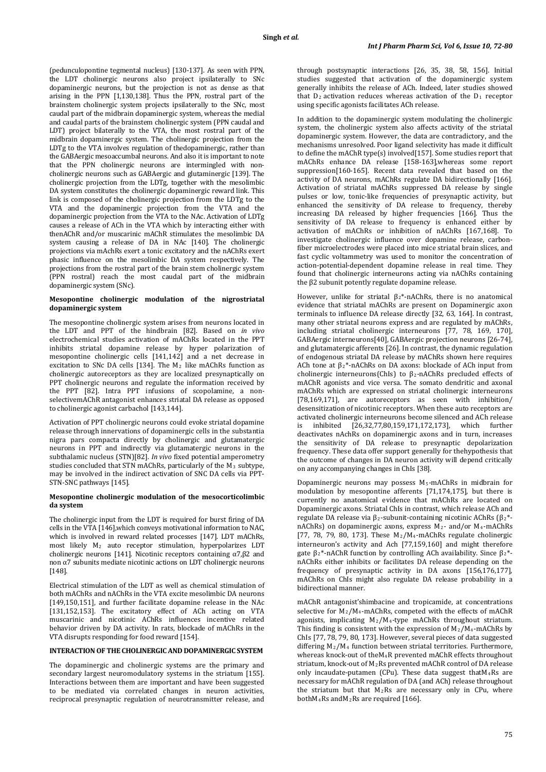(pedunculopontine tegmental nucleus) [130-137]. As seen with PPN, the LDT cholinergic neurons also project ipsilaterally to SNc dopaminergic neurons, but the projection is not as dense as that arising in the PPN [1,130,138]. Thus the PPN, rostral part of the brainstem cholinergic system projects ipsilaterally to the SNc, most caudal part of the midbrain dopaminergic system, whereas the medial and caudal parts of the brainstem cholinergic system (PPN caudal and LDT) project bilaterally to the VTA, the most rostral part of the midbrain dopaminergic system. The cholinergic projection from the LDTg to the VTA involves regulation of thedopaminergic, rather than the GABAergic mesoaccumbal neurons. And also it is important to note that the PPN cholinergic neurons are intermingled with non-cholinergic neurons such as GABAergic and glutaminergic [139]. The cholinergic projection from the LDTg, together with the mesolimbic DA system constitutes the cholinergic dopaminergic reward link. This link is composed of the cholinergic projection from the LDTg to the VTA and the dopaminergic projection from the VTA and the dopaminergic projection from the VTA to the NAc. Activation of LDTg causes a release of ACh in the VTA which by interacting either with thenAChR and/or muscarinic mAChR stimulates the mesolimbic DA system causing a release of DA in NAc [140]. The cholinergic projections via mAchRs exert a tonic excitatory and the nAChRs exert phasic influence on the mesolimbic DA system respectively. The projections from the rostral part of the brain stem cholinergic system (PPN rostral) reach the most caudal part of the midbrain dopaminergic system (SNc).

**Mesopontine cholinergic modulation of the nigrostriatal dopaminergic system**

The mesopontine cholinergic system arises from neurons located in the LDT and PPT of the hindbrain [82]. Based on *in vivo* electrochemical studies activation of mAChRs located in the PPT inhibits striatal dopamine release by hyper polarization of mesopontine cholinergic cells [141,142] and a net decrease in excitation to SNc DA cells [134]. The $M_2$ like mAChRs function as cholinergic autoreceptors as they are localized presynaptically on PPT cholinergic neurons and regulate the information received by the PPT [82]. Intra PPT infusions of scopolamine, a non-selectivemAChR antagonist enhances striatal DA release as opposed to cholinergic agonist carbachol [143,144].

Activation of PPT cholinergic neurons could evoke striatal dopamine release through innervations of dopaminergic cells in the substantia nigra pars compacta directly by cholinergic and glutamatergic neurons in PPT and indirectly via glutamatergic neurons in the subthalamic nucleus (STN)[82]. *In vivo* fixed potential amperometry studies concluded that STN mAChRs, particularly of the $M_3$ subtype, may be involved in the indirect activation of SNC DA cells via PPT-STN-SNC pathways [145].

**Mesopontine cholinergic modulation of the mesocorticolimbic da system**

The cholinergic input from the LDT is required for burst firing of DA cells in the VTA [146],which conveys motivational information to NAC, which is involved in reward related processes [147]. LDT mAChRs, most likely $M_2$ auto receptor stimulation, hyperpolarizes LDT cholinergic neurons [141]. Nicotinic receptors containing α7,β2 and non α7 subunits mediate nicotinic actions on LDT cholinergic neurons [148].

Electrical stimulation of the LDT as well as chemical stimulation of both mAChRs and nAChRs in the VTA excite mesolimbic DA neurons [149,150,151], and further facilitate dopamine release in the NAc [131,152,153]. The excitatory effect of ACh acting on VTA muscarinic and nicotinic AChRs influences incentive related behavior driven by DA activity. In rats, blockade of mAChRs in the VTA disrupts responding for food reward [154].

**INTERACTION OF THE CHOLINERGIC AND DOPAMINERGIC SYSTEM**

The dopaminergic and cholinergic systems are the primary and secondary largest neuromodulatory systems in the striatum [155]. Interactions between them are important and have been suggested to be mediated via correlated changes in neuron activities, reciprocal presynaptic regulation of neurotransmitter release, and through postsynaptic interactions [26, 35, 38, 58, 156]. Initial studies suggested that activation of the dopaminergic system generally inhibits the release of ACh. Indeed, later studies showed that $D_2$ activation reduces whereas activation of the $D_1$ receptor using specific agonists facilitates ACh release.

In addition to the dopaminergic system modulating the cholinergic system, the cholinergic system also affects activity of the striatal dopaminergic system. However, the data are contradictory, and the mechanisms unresolved. Poor ligand selectivity has made it difficult to define the mAChR type(s) involved[157]. Some studies report that mAChRs enhance DA release [158-163],whereas some report suppression[160-165]. Recent data revealed that based on the activity of DA neurons, mAChRs regulate DA bidirectionally [166]. Activation of striatal mAChRs suppressed DA release by single pulses or low, tonic-like frequencies of presynaptic activity, but enhanced the sensitivity of DA release to frequency, thereby increasing DA released by higher frequencies [166]. Thus the sensitivity of DA release to frequency is enhanced either by activation of mAChRs or inhibition of nAChRs [167,168]. To investigate cholinergic influence over dopamine release, carbon-fiber microelectrodes were placed into mice striatal brain slices, and fast cyclic voltammetry was used to monitor the concentration of action-potential-dependent dopamine release in real time. They found that cholinergic interneurons acting via nAChRs containing the β2 subunit potently regulate dopamine release.

However, unlike for striatal $\beta_2$*-nAChRs, there is no anatomical evidence that striatal mAChRs are present on Dopaminergic axon terminals to influence DA release directly [32, 63, 164]. In contrast, many other striatal neurons express and are regulated by mAChRs, including striatal cholinergic interneurons [77, 78, 169, 170], GABAergic interneurons[40], GABAergic projection neurons [26-74], and glutamatergic afferents [26]. In contrast, the dynamic regulation of endogenous striatal DA release by mAChRs shown here requires ACh tone at $\beta_2$*-nAChRs on DA axons: blockade of ACh input from cholinergic interneurons(ChIs) to $\beta_2$-nAChRs precluded effects of mAChR agonists and vice versa. The somato dendritic and axonal mAChRs which are expressed on striatal cholinergic interneurons [78,169,171], are autoreceptors as seen with inhibition/ desensitization of nicotinic receptors. When these auto receptors are activated cholinergic interneurons become silenced and ACh release is inhibited [26,32,77,80,159,171,172,173], which further deactivates nAchRs on dopaminergic axons and in turn, increases the sensitivity of DA release to presynaptic depolarization frequency. These data offer support generally for thehypothesis that the outcome of changes in DA neuron activity will depend critically on any accompanying changes in ChIs [38].

Dopaminergic neurons may possess $M_5$-mAChRs in midbrain for modulation by mesopontine afferents [71,174,175], but there is currently no anatomical evidence that mAChRs are located on Dopaminergic axons. Striatal ChIs in contrast, which release ACh and regulate DA release via $\beta_2$-subunit-containing nicotinic AChRs ($\beta_2$*-nAChRs) on dopaminergic axons, express $M_2$- and/or $M_4$-mAChRs [77, 78, 79, 80, 173]. These $M_2$/$M_4$-mAChRs regulate cholinergic interneuron's activity and Ach [77,159,160] and might therefore gate $\beta_2$*-nAChR function by controlling ACh availability. Since $\beta_2$*-nAChRs either inhibits or facilitates DA release depending on the frequency of presynaptic activity in DA axons [156,176,177], mAChRs on ChIs might also regulate DA release probability in a bidirectional manner.

mAChR antagonist'shimbacine and tropicamide, at concentrations selective for $M_2$/$M_4$-mAChRs, competed with the effects of mAChR agonists, implicating $M_2$/$M_4$-type mAChRs throughout striatum. This finding is consistent with the expression of $M_2$/$M_4$-mAChRs by ChIs [77, 78, 79, 80, 173]. However, several pieces of data suggested differing $M_2$/$M_4$ function between striatal territories. Furthermore, whereas knock-out of the$M_4$R prevented mAChR effects throughout striatum, knock-out of $M_2$Rs prevented mAChR control of DA release only incaudate-putamen (CPu). These data suggest that$M_4$Rs are necessary for mAChR regulation of DA (and ACh) release throughout the striatum but that $M_2$Rs are necessary only in CPu, where both$M_4$Rs and$M_2$Rs are required [166].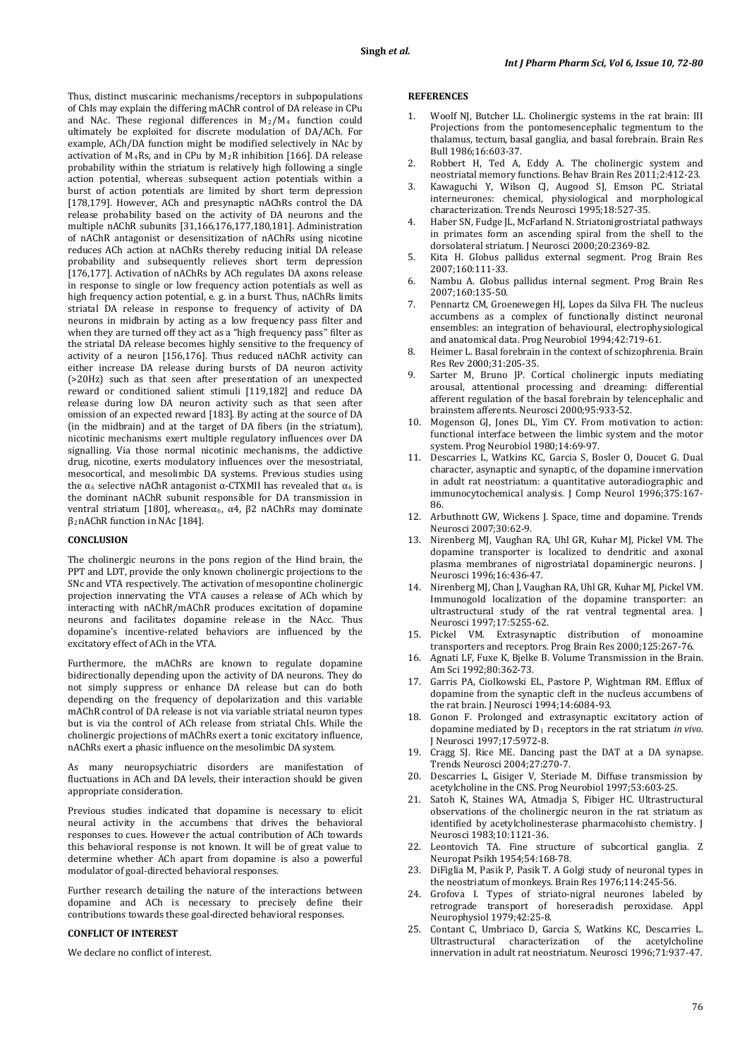Thus, distinct muscarinic mechanisms/receptors in subpopulations of ChIs may explain the differing mAChR control of DA release in CPu and NAc. These regional differences in $M_2$/$M_4$ function could ultimately be exploited for discrete modulation of DA/ACh. For example, ACh/DA function might be modified selectively in NAc by activation of $M_4$Rs, and in CPu by $M_2$R inhibition [166]. DA release probability within the striatum is relatively high following a single action potential, whereas subsequent action potentials within a burst of action potentials are limited by short term depression [178,179]. However, ACh and presynaptic nAChRs control the DA release probability based on the activity of DA neurons and the multiple nAChR subunits [31,166,176,177,180,181]. Administration of nAChR antagonist or desensitization of nAChRs using nicotine reduces ACh action at nAChRs thereby reducing initial DA release probability and subsequently relieves short term depression [176,177]. Activation of nAChRs by ACh regulates DA axons release in response to single or low frequency action potentials as well as high frequency action potential, e. g. in a burst. Thus, nAChRs limits striatal DA release in response to frequency of activity of DA neurons in midbrain by acting as a low frequency pass filter and when they are turned off they act as a "high frequency pass" filter as the striatal DA release becomes highly sensitive to the frequency of activity of a neuron [156,176]. Thus reduced nAChR activity can either increase DA release during bursts of DA neuron activity (>20Hz) such as that seen after presentation of an unexpected reward or conditioned salient stimuli [119,182] and reduce DA release during low DA neuron activity such as that seen after omission of an expected reward [183]. By acting at the source of DA (in the midbrain) and at the target of DA fibers (in the striatum), nicotinic mechanisms exert multiple regulatory influences over DA signalling. Via those normal nicotinic mechanisms, the addictive drug, nicotine, exerts modulatory influences over the mesostriatal, mesocortical, and mesolimbic DA systems. Previous studies using the $\alpha_6$ selective nAChR antagonist α-CTXMII has revealed that $\alpha_6$ is the dominant nAChR subunit responsible for DA transmission in ventral striatum [180], whereas$\alpha_6$, α4, β2 nAChRs may dominate $\beta_2$nAChR function in NAc [184].

## CONCLUSION

The cholinergic neurons in the pons region of the Hind brain, the PPT and LDT, provide the only known cholinergic projections to the SNc and VTA respectively. The activation of mesopontine cholinergic projection innervating the VTA causes a release of ACh which by interacting with nAChR/mAChR produces excitation of dopamine neurons and facilitates dopamine release in the NAcc. Thus dopamine's incentive-related behaviors are influenced by the excitatory effect of ACh in the VTA.

Furthermore, the mAChRs are known to regulate dopamine bidirectionally depending upon the activity of DA neurons. They do not simply suppress or enhance DA release but can do both depending on the frequency of depolarization and this variable mAChR control of DA release is not via variable striatal neuron types but is via the control of ACh release from striatal ChIs. While the cholinergic projections of mAChRs exert a tonic excitatory influence, nAChRs exert a phasic influence on the mesolimbic DA system.

As many neuropsychiatric disorders are manifestation of fluctuations in ACh and DA levels, their interaction should be given appropriate consideration.

Previous studies indicated that dopamine is necessary to elicit neural activity in the accumbens that drives the behavioral responses to cues. However the actual contribution of ACh towards this behavioral response is not known. It will be of great value to determine whether ACh apart from dopamine is also a powerful modulator of goal-directed behavioral responses.

Further research detailing the nature of the interactions between dopamine and ACh is necessary to precisely define their contributions towards these goal-directed behavioral responses.

## CONFLICT OF INTEREST

We declare no conflict of interest.

## REFERENCES

1. Woolf NJ, Butcher LL. Cholinergic systems in the rat brain: III Projections from the pontomesencephalic tegmentum to the thalamus, tectum, basal ganglia, and basal forebrain. Brain Res Bull 1986;16:603-37.
2. Robbert H, Ted A, Eddy A. The cholinergic system and neostriatal memory functions. Behav Brain Res 2011;2:412-23.
3. Kawaguchi Y, Wilson CJ, Augood SJ, Emson PC. Striatal interneurones: chemical, physiological and morphological characterization. Trends Neurosci 1995;18:527-35.
4. Haber SN, Fudge JL, McFarland N. Striatonigrostriatal pathways in primates form an ascending spiral from the shell to the dorsolateral striatum. J Neurosci 2000;20:2369-82.
5. Kita H. Globus pallidus external segment. Prog Brain Res 2007;160:111-33.
6. Nambu A. Globus pallidus internal segment. Prog Brain Res 2007;160:135-50.
7. Pennartz CM, Groenewegen HJ, Lopes da Silva FH. The nucleus accumbens as a complex of functionally distinct neuronal ensembles: an integration of behavioural, electrophysiological and anatomical data. Prog Neurobiol 1994;42:719-61.
8. Heimer L. Basal forebrain in the context of schizophrenia. Brain Res Rev 2000;31:205-35.
9. Sarter M, Bruno JP. Cortical cholinergic inputs mediating arousal, attentional processing and dreaming: differential afferent regulation of the basal forebrain by telencephalic and brainstem afferents. Neurosci 2000;95:933-52.
10. Mogenson GJ, Jones DL, Yim CY. From motivation to action: functional interface between the limbic system and the motor system. Prog Neurobiol 1980;14:69-97.
11. Descarries L, Watkins KC, Garcia S, Bosler O, Doucet G. Dual character, asynaptic and synaptic, of the dopamine innervation in adult rat neostriatum: a quantitative autoradiographic and immunocytochemical analysis. J Comp Neurol 1996;375:167-86.
12. Arbuthnott GW, Wickens J. Space, time and dopamine. Trends Neurosci 2007;30:62-9.
13. Nirenberg MJ, Vaughan RA, Uhl GR, Kuhar MJ, Pickel VM. The dopamine transporter is localized to dendritic and axonal plasma membranes of nigrostriatal dopaminergic neurons. J Neurosci 1996;16:436-47.
14. Nirenberg MJ, Chan J, Vaughan RA, Uhl GR, Kuhar MJ, Pickel VM. Immunogold localization of the dopamine transporter: an ultrastructural study of the rat ventral tegmental area. J Neurosci 1997;17:5255-62.
15. Pickel VM. Extrasynaptic distribution of monoamine transporters and receptors. Prog Brain Res 2000;125:267-76.
16. Agnati LF, Fuxe K, Bjelke B. Volume Transmission in the Brain. Am Sci 1992;80:362-73.
17. Garris PA, Ciolkowski EL, Pastore P, Wightman RM. Efflux of dopamine from the synaptic cleft in the nucleus accumbens of the rat brain. J Neurosci 1994;14:6084-93.
18. Gonon F. Prolonged and extrasynaptic excitatory action of dopamine mediated by $D_1$ receptors in the rat striatum *in vivo*. J Neurosci 1997;17:5972-8.
19. Cragg SJ. Rice ME. Dancing past the DAT at a DA synapse. Trends Neurosci 2004;27:270-7.
20. Descarries L, Gisiger V, Steriade M. Diffuse transmission by acetylcholine in the CNS. Prog Neurobiol 1997;53:603-25.
21. Satoh K, Staines WA, Atmadja S, Fibiger HC. Ultrastructural observations of the cholinergic neuron in the rat striatum as identified by acetylcholinesterase pharmacohisto chemistry. J Neurosci 1983;10:1121-36.
22. Leontovich TA. Fine structure of subcortical ganglia. Z Neuropat Psikh 1954;54:168-78.
23. DiFiglia M, Pasik P, Pasik T. A Golgi study of neuronal types in the neostriatum of monkeys. Brain Res 1976;114:245-56.
24. Grofova I. Types of striato-nigral neurones labeled by retrograde transport of horeseradish peroxidase. Appl Neurophysiol 1979;42:25-8.
25. Contant C, Umbriaco D, Garcia S, Watkins KC, Descarries L. Ultrastructural characterization of the acetylcholine innervation in adult rat neostriatum. Neurosci 1996;71:937-47.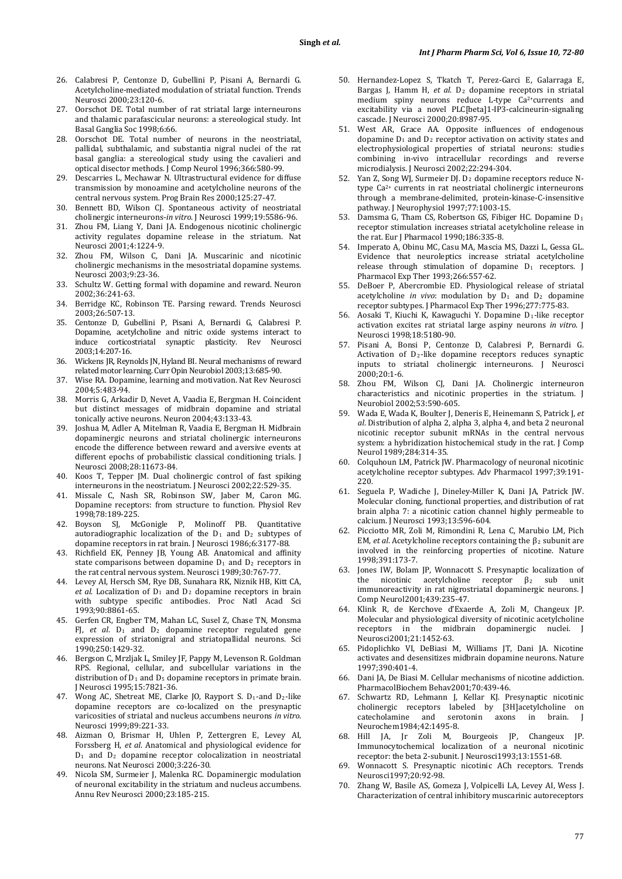26. Calabresi P, Centonze D, Gubellini P, Pisani A, Bernardi G. Acetylcholine-mediated modulation of striatal function. Trends Neurosci 2000;23:120-6.
27. Oorschot DE. Total number of rat striatal large interneurons and thalamic parafascicular neurons: a stereological study. Int Basal Ganglia Soc 1998;6:66.
28. Oorschot DE. Total number of neurons in the neostriatal, pallidal, subthalamic, and substantia nigral nuclei of the rat basal ganglia: a stereological study using the cavalieri and optical disector methods. J Comp Neurol 1996;366:580-99.
29. Descarries L, Mechawar N. Ultrastructural evidence for diffuse transmission by monoamine and acetylcholine neurons of the central nervous system. Prog Brain Res 2000;125:27-47.
30. Bennett BD, Wilson CJ. Spontaneous activity of neostriatal cholinergic interneurons-*in vitro*. J Neurosci 1999;19:5586-96.
31. Zhou FM, Liang Y, Dani JA. Endogenous nicotinic cholinergic activity regulates dopamine release in the striatum. Nat Neurosci 2001;4:1224-9.
32. Zhou FM, Wilson C, Dani JA. Muscarinic and nicotinic cholinergic mechanisms in the mesostriatal dopamine systems. Neurosci 2003;9:23-36.
33. Schultz W. Getting formal with dopamine and reward. Neuron 2002;36:241-63.
34. Berridge KC, Robinson TE. Parsing reward. Trends Neurosci 2003;26:507-13.
35. Centonze D, Gubellini P, Pisani A, Bernardi G, Calabresi P. Dopamine, acetylcholine and nitric oxide systems interact to induce corticostriatal synaptic plasticity. Rev Neurosci 2003;14:207-16.
36. Wickens JR, Reynolds JN, Hyland BI. Neural mechanisms of reward related motor learning. Curr Opin Neurobiol 2003;13:685-90.
37. Wise RA. Dopamine, learning and motivation. Nat Rev Neurosci 2004;5:483-94.
38. Morris G, Arkadir D, Nevet A, Vaadia E, Bergman H. Coincident but distinct messages of midbrain dopamine and striatal tonically active neurons. Neuron 2004;43:133-43.
39. Joshua M, Adler A, Mitelman R, Vaadia E, Bergman H. Midbrain dopaminergic neurons and striatal cholinergic interneurons encode the difference between reward and aversive events at different epochs of probabilistic classical conditioning trials. J Neurosci 2008;28:11673-84.
40. Koos T, Tepper JM. Dual cholinergic control of fast spiking interneurons in the neostriatum. J Neurosci 2002;22:529-35.
41. Missale C, Nash SR, Robinson SW, Jaber M, Caron MG. Dopamine receptors: from structure to function. Physiol Rev 1998;78:189-225.
42. Boyson SJ, McGonigle P, Molinoff PB. Quantitative autoradiographic localization of the $D_1$ and $D_2$ subtypes of dopamine receptors in rat brain. J Neurosci 1986;6:3177-88.
43. Richfield EK, Penney JB, Young AB. Anatomical and affinity state comparisons between dopamine $D_1$ and $D_2$ receptors in the rat central nervous system. Neurosci 1989;30:767-77.
44. Levey AI, Hersch SM, Rye DB, Sunahara RK, Niznik HB, Kitt CA, *et al*. Localization of $D_1$ and $D_2$ dopamine receptors in brain with subtype specific antibodies. Proc Natl Acad Sci 1993;90:8861-65.
45. Gerfen CR, Engber TM, Mahan LC, Susel Z, Chase TN, Monsma FJ, *et al*. $D_1$ and $D_2$ dopamine receptor regulated gene expression of striatonigral and striatopallidal neurons. Sci 1990;250:1429-32.
46. Bergson C, Mrzljak L, Smiley JF, Pappy M, Levenson R. Goldman RPS. Regional, cellular, and subcellular variations in the distribution of $D_1$ and $D_5$ dopamine receptors in primate brain. J Neurosci 1995;15:7821-36.
47. Wong AC, Shetreat ME, Clarke JO, Rayport S. $D_1$-and $D_2$-like dopamine receptors are co-localized on the presynaptic varicosities of striatal and nucleus accumbens neurons *in vitro*. Neurosci 1999;89:221-33.
48. Aizman O, Brismar H, Uhlen P, Zettergren E, Levey AI, Forssberg H, *et al*. Anatomical and physiological evidence for $D_1$ and $D_2$ dopamine receptor colocalization in neostriatal neurons. Nat Neurosci 2000;3:226-30.
49. Nicola SM, Surmeier J, Malenka RC. Dopaminergic modulation of neuronal excitability in the striatum and nucleus accumbens. Annu Rev Neurosci 2000;23:185-215.
50. Hernandez-Lopez S, Tkatch T, Perez-Garci E, Galarraga E, Bargas J, Hamm H, *et al*. $D_2$ dopamine receptors in striatal medium spiny neurons reduce L-type $Ca^{2+}$currents and excitability via a novel PLC[beta]1-IP3-calcineurin-signaling cascade. J Neurosci 2000;20:8987-95.
51. West AR, Grace AA. Opposite influences of endogenous dopamine $D_1$ and $D_2$ receptor activation on activity states and electrophysiological properties of striatal neurons: studies combining in-vivo intracellular recordings and reverse microdialysis. J Neurosci 2002;22:294-304.
52. Yan Z, Song WJ, Surmeier DJ. $D_2$ dopamine receptors reduce N-type $Ca^{2+}$ currents in rat neostriatal cholinergic interneurons through a membrane-delimited, protein-kinase-C-insensitive pathway. J Neurophysiol 1997;77:1003-15.
53. Damsma G, Tham CS, Robertson GS, Fibiger HC. Dopamine $D_1$ receptor stimulation increases striatal acetylcholine release in the rat. Eur J Pharmacol 1990;186:335-8.
54. Imperato A, Obinu MC, Casu MA, Mascia MS, Dazzi L, Gessa GL. Evidence that neuroleptics increase striatal acetylcholine release through stimulation of dopamine $D_1$ receptors. J Pharmacol Exp Ther 1993;266:557-62.
55. DeBoer P, Abercrombie ED. Physiological release of striatal acetylcholine *in vivo*: modulation by $D_1$ and $D_2$ dopamine receptor subtypes. J Pharmacol Exp Ther 1996;277:775-83.
56. Aosaki T, Kiuchi K, Kawaguchi Y. Dopamine $D_1$-like receptor activation excites rat striatal large aspiny neurons *in vitro*. J Neurosci 1998;18:5180-90.
57. Pisani A, Bonsi P, Centonze D, Calabresi P, Bernardi G. Activation of $D_2$-like dopamine receptors reduces synaptic inputs to striatal cholinergic interneurons. J Neurosci 2000;20:1-6.
58. Zhou FM, Wilson CJ, Dani JA. Cholinergic interneuron characteristics and nicotinic properties in the striatum. J Neurobiol 2002;53:590-605.
59. Wada E, Wada K, Boulter J, Deneris E, Heinemann S, Patrick J, *et al*. Distribution of alpha 2, alpha 3, alpha 4, and beta 2 neuronal nicotinic receptor subunit mRNAs in the central nervous system: a hybridization histochemical study in the rat. J Comp Neurol 1989;284:314-35.
60. Colquhoun LM, Patrick JW. Pharmacology of neuronal nicotinic acetylcholine receptor subtypes. Adv Pharmacol 1997;39:191-220.
61. Seguela P, Wadiche J, Dineley-Miller K, Dani JA, Patrick JW. Molecular cloning, functional properties, and distribution of rat brain alpha 7: a nicotinic cation channel highly permeable to calcium. J Neurosci 1993;13:596-604.
62. Picciotto MR, Zoli M, Rimondini R, Lena C, Marubio LM, Pich EM, *et al*. Acetylcholine receptors containing the $\beta_2$ subunit are involved in the reinforcing properties of nicotine. Nature 1998;391:173-7.
63. Jones IW, Bolam JP, Wonnacott S. Presynaptic localization of the nicotinic acetylcholine receptor $\beta_2$ sub unit immunoreactivity in rat nigrostriatal dopaminergic neurons. J Comp Neurol2001;439:235-47.
64. Klink R, de Kerchove d'Exaerde A, Zoli M, Changeux JP. Molecular and physiological diversity of nicotinic acetylcholine receptors in the midbrain dopaminergic nuclei. J Neurosci2001;21:1452-63.
65. Pidoplichko VI, DeBiasi M, Williams JT, Dani JA. Nicotine activates and desensitizes midbrain dopamine neurons. Nature 1997;390:401-4.
66. Dani JA, De Biasi M. Cellular mechanisms of nicotine addiction. PharmacolBiochem Behav2001;70:439-46.
67. Schwartz RD, Lehmann J, Kellar KJ. Presynaptic nicotinic cholinergic receptors labeled by [3H]acetylcholine on catecholamine and serotonin axons in brain. J Neurochem1984;42:1495-8.
68. Hill JA, Jr Zoli M, Bourgeois JP, Changeux JP. Immunocytochemical localization of a neuronal nicotinic receptor: the beta 2-subunit. J Neurosci1993;13:1551-68.
69. Wonnacott S. Presynaptic nicotinic ACh receptors. Trends Neurosci1997;20:92-98.
70. Zhang W, Basile AS, Gomeza J, Volpicelli LA, Levey AI, Wess J. Characterization of central inhibitory muscarinic autoreceptors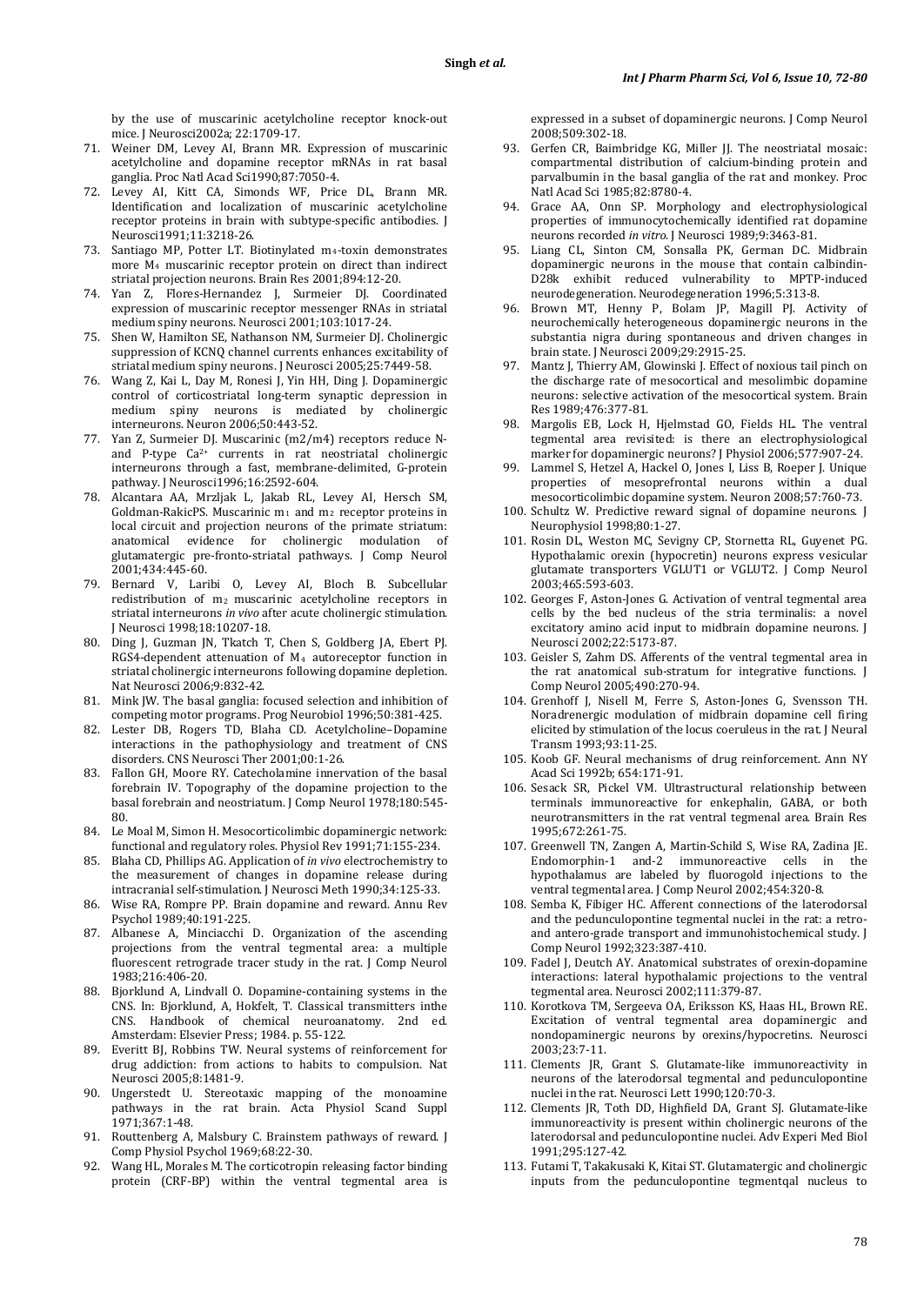by the use of muscarinic acetylcholine receptor knock-out mice. J Neurosci2002a; 22:1709-17.

71. Weiner DM, Levey AI, Brann MR. Expression of muscarinic acetylcholine and dopamine receptor mRNAs in rat basal ganglia. Proc Natl Acad Sci1990;87:7050-4.
72. Levey AI, Kitt CA, Simonds WF, Price DL, Brann MR. Identification and localization of muscarinic acetylcholine receptor proteins in brain with subtype-specific antibodies. J Neurosci1991;11:3218-26.
73. Santiago MP, Potter LT. Biotinylated $m_4$-toxin demonstrates more $M_4$ muscarinic receptor protein on direct than indirect striatal projection neurons. Brain Res 2001;894:12-20.
74. Yan Z, Flores-Hernandez J, Surmeier DJ. Coordinated expression of muscarinic receptor messenger RNAs in striatal medium spiny neurons. Neurosci 2001;103:1017-24.
75. Shen W, Hamilton SE, Nathanson NM, Surmeier DJ. Cholinergic suppression of KCNQ channel currents enhances excitability of striatal medium spiny neurons. J Neurosci 2005;25:7449-58.
76. Wang Z, Kai L, Day M, Ronesi J, Yin HH, Ding J. Dopaminergic control of corticostriatal long-term synaptic depression in medium spiny neurons is mediated by cholinergic interneurons. Neuron 2006;50:443-52.
77. Yan Z, Surmeier DJ. Muscarinic (m2/m4) receptors reduce N- and P-type $Ca^{2+}$ currents in rat neostriatal cholinergic interneurons through a fast, membrane-delimited, G-protein pathway. J Neurosci1996;16:2592-604.
78. Alcantara AA, Mrzljak L, Jakab RL, Levey AI, Hersch SM, Goldman-RakicPS. Muscarinic $m_1$ and $m_2$ receptor proteins in local circuit and projection neurons of the primate striatum: anatomical evidence for cholinergic modulation of glutamatergic pre-fronto-striatal pathways. J Comp Neurol 2001;434:445-60.
79. Bernard V, Laribi O, Levey AI, Bloch B. Subcellular redistribution of $m_2$ muscarinic acetylcholine receptors in striatal interneurons *in vivo* after acute cholinergic stimulation. J Neurosci 1998;18:10207-18.
80. Ding J, Guzman JN, Tkatch T, Chen S, Goldberg JA, Ebert PJ. RGS4-dependent attenuation of $M_4$ autoreceptor function in striatal cholinergic interneurons following dopamine depletion. Nat Neurosci 2006;9:832-42.
81. Mink JW. The basal ganglia: focused selection and inhibition of competing motor programs. Prog Neurobiol 1996;50:381-425.
82. Lester DB, Rogers TD, Blaha CD. Acetylcholine–Dopamine interactions in the pathophysiology and treatment of CNS disorders. CNS Neurosci Ther 2001;00:1-26.
83. Fallon GH, Moore RY. Catecholamine innervation of the basal forebrain IV. Topography of the dopamine projection to the basal forebrain and neostriatum. J Comp Neurol 1978;180:545-80.
84. Le Moal M, Simon H. Mesocorticolimbic dopaminergic network: functional and regulatory roles. Physiol Rev 1991;71:155-234.
85. Blaha CD, Phillips AG. Application of *in vivo* electrochemistry to the measurement of changes in dopamine release during intracranial self-stimulation. J Neurosci Meth 1990;34:125-33.
86. Wise RA, Rompre PP. Brain dopamine and reward. Annu Rev Psychol 1989;40:191-225.
87. Albanese A, Minciacchi D. Organization of the ascending projections from the ventral tegmental area: a multiple fluorescent retrograde tracer study in the rat. J Comp Neurol 1983;216:406-20.
88. Bjorklund A, Lindvall O. Dopamine-containing systems in the CNS. In: Bjorklund, A, Hokfelt, T. Classical transmitters inthe CNS. Handbook of chemical neuroanatomy. 2nd ed. Amsterdam: Elsevier Press; 1984. p. 55-122.
89. Everitt BJ, Robbins TW. Neural systems of reinforcement for drug addiction: from actions to habits to compulsion. Nat Neurosci 2005;8:1481-9.
90. Ungerstedt U. Stereotaxic mapping of the monoamine pathways in the rat brain. Acta Physiol Scand Suppl 1971;367:1-48.
91. Routtenberg A, Malsbury C. Brainstem pathways of reward. J Comp Physiol Psychol 1969;68:22-30.
92. Wang HL, Morales M. The corticotropin releasing factor binding protein (CRF-BP) within the ventral tegmental area is expressed in a subset of dopaminergic neurons. J Comp Neurol 2008;509:302-18.
93. Gerfen CR, Baimbridge KG, Miller JJ. The neostriatal mosaic: compartmental distribution of calcium-binding protein and parvalbumin in the basal ganglia of the rat and monkey. Proc Natl Acad Sci 1985;82:8780-4.
94. Grace AA, Onn SP. Morphology and electrophysiological properties of immunocytochemically identified rat dopamine neurons recorded *in vitro*. J Neurosci 1989;9:3463-81.
95. Liang CL, Sinton CM, Sonsalla PK, German DC. Midbrain dopaminergic neurons in the mouse that contain calbindin-D28k exhibit reduced vulnerability to MPTP-induced neurodegeneration. Neurodegeneration 1996;5:313-8.
96. Brown MT, Henny P, Bolam JP, Magill PJ. Activity of neurochemically heterogeneous dopaminergic neurons in the substantia nigra during spontaneous and driven changes in brain state. J Neurosci 2009;29:2915-25.
97. Mantz J, Thierry AM, Glowinski J. Effect of noxious tail pinch on the discharge rate of mesocortical and mesolimbic dopamine neurons: selective activation of the mesocortical system. Brain Res 1989;476:377-81.
98. Margolis EB, Lock H, Hjelmstad GO, Fields HL. The ventral tegmental area revisited: is there an electrophysiological marker for dopaminergic neurons? J Physiol 2006;577:907-24.
99. Lammel S, Hetzel A, Hackel O, Jones I, Liss B, Roeper J. Unique properties of mesoprefrontal neurons within a dual mesocorticolimbic dopamine system. Neuron 2008;57:760-73.
100. Schultz W. Predictive reward signal of dopamine neurons. J Neurophysiol 1998;80:1-27.
101. Rosin DL, Weston MC, Sevigny CP, Stornetta RL, Guyenet PG. Hypothalamic orexin (hypocretin) neurons express vesicular glutamate transporters VGLUT1 or VGLUT2. J Comp Neurol 2003;465:593-603.
102. Georges F, Aston-Jones G. Activation of ventral tegmental area cells by the bed nucleus of the stria terminalis: a novel excitatory amino acid input to midbrain dopamine neurons. J Neurosci 2002;22:5173-87.
103. Geisler S, Zahm DS. Afferents of the ventral tegmental area in the rat anatomical sub-stratum for integrative functions. J Comp Neurol 2005;490:270-94.
104. Grenhoff J, Nisell M, Ferre S, Aston-Jones G, Svensson TH. Noradrenergic modulation of midbrain dopamine cell firing elicited by stimulation of the locus coeruleus in the rat. J Neural Transm 1993;93:11-25.
105. Koob GF. Neural mechanisms of drug reinforcement. Ann NY Acad Sci 1992b; 654:171-91.
106. Sesack SR, Pickel VM. Ultrastructural relationship between terminals immunoreactive for enkephalin, GABA, or both neurotransmitters in the rat ventral tegmenal area. Brain Res 1995;672:261-75.
107. Greenwell TN, Zangen A, Martin-Schild S, Wise RA, Zadina JE. Endomorphin-1 and-2 immunoreactive cells in the hypothalamus are labeled by fluorogold injections to the ventral tegmental area. J Comp Neurol 2002;454:320-8.
108. Semba K, Fibiger HC. Afferent connections of the laterodorsal and the pedunculopontine tegmental nuclei in the rat: a retro- and antero-grade transport and immunohistochemical study. J Comp Neurol 1992;323:387-410.
109. Fadel J, Deutch AY. Anatomical substrates of orexin-dopamine interactions: lateral hypothalamic projections to the ventral tegmental area. Neurosci 2002;111:379-87.
110. Korotkova TM, Sergeeva OA, Eriksson KS, Haas HL, Brown RE. Excitation of ventral tegmental area dopaminergic and nondopaminergic neurons by orexins/hypocretins. Neurosci 2003;23:7-11.
111. Clements JR, Grant S. Glutamate-like immunoreactivity in neurons of the laterodorsal tegmental and pedunculopontine nuclei in the rat. Neurosci Lett 1990;120:70-3.
112. Clements JR, Toth DD, Highfield DA, Grant SJ. Glutamate-like immunoreactivity is present within cholinergic neurons of the laterodorsal and pedunculopontine nuclei. Adv Experi Med Biol 1991;295:127-42.
113. Futami T, Takakusaki K, Kitai ST. Glutamatergic and cholinergic inputs from the pedunculopontine tegmentqal nucleus to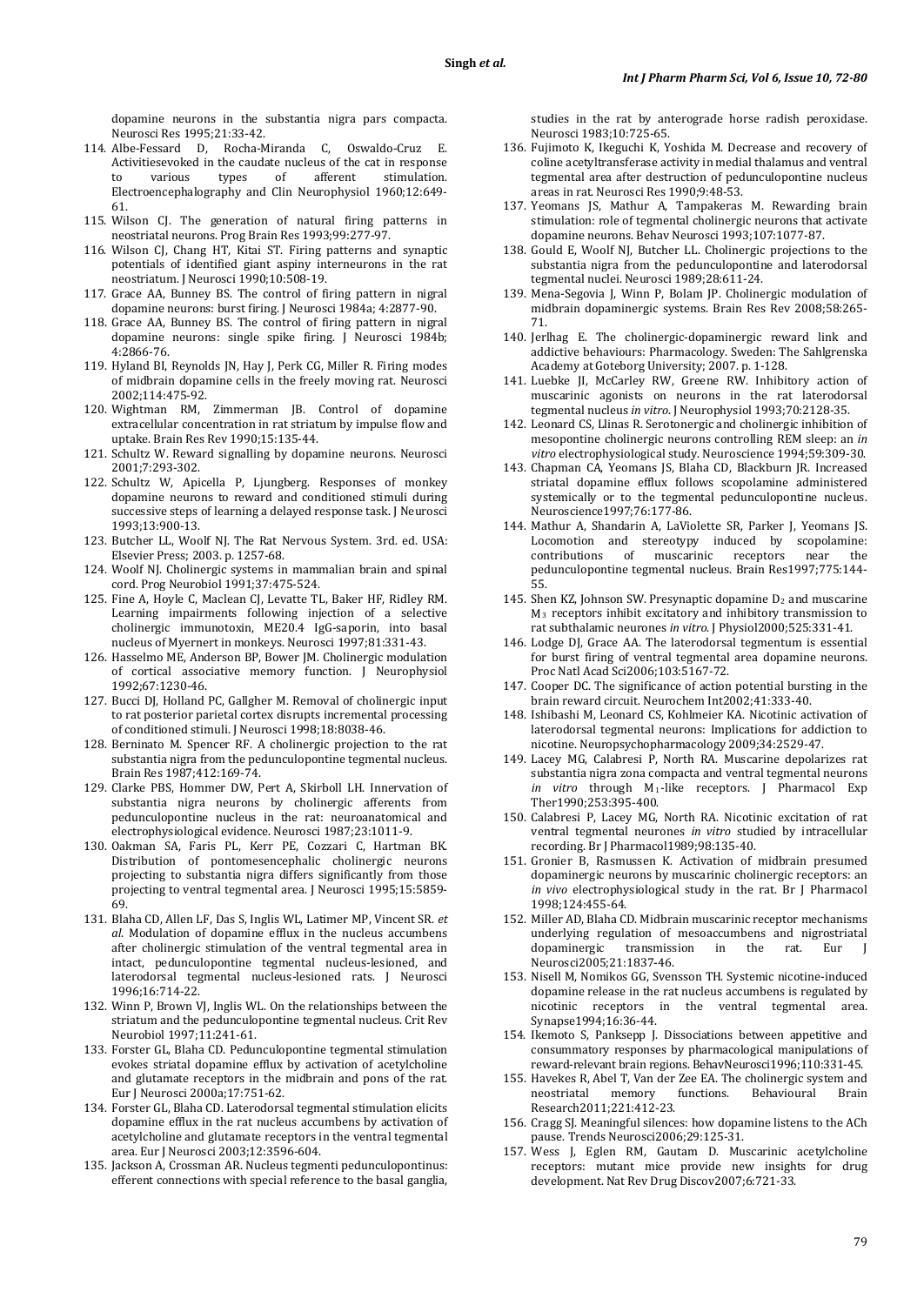dopamine neurons in the substantia nigra pars compacta. Neurosci Res 1995;21:33-42.

114. Albe-Fessard D, Rocha-Miranda C, Oswaldo-Cruz E. Activitiesevoked in the caudate nucleus of the cat in response to various types of afferent stimulation. Electroencephalography and Clin Neurophysiol 1960;12:649-61.
115. Wilson CJ. The generation of natural firing patterns in neostriatal neurons. Prog Brain Res 1993;99:277-97.
116. Wilson CJ, Chang HT, Kitai ST. Firing patterns and synaptic potentials of identified giant aspiny interneurons in the rat neostriatum. J Neurosci 1990;10:508-19.
117. Grace AA, Bunney BS. The control of firing pattern in nigral dopamine neurons: burst firing. J Neurosci 1984a; 4:2877-90.
118. Grace AA, Bunney BS. The control of firing pattern in nigral dopamine neurons: single spike firing. J Neurosci 1984b; 4:2866-76.
119. Hyland BI, Reynolds JN, Hay J, Perk CG, Miller R. Firing modes of midbrain dopamine cells in the freely moving rat. Neurosci 2002;114:475-92.
120. Wightman RM, Zimmerman JB. Control of dopamine extracellular concentration in rat striatum by impulse flow and uptake. Brain Res Rev 1990;15:135-44.
121. Schultz W. Reward signalling by dopamine neurons. Neurosci 2001;7:293-302.
122. Schultz W, Apicella P, Ljungberg. Responses of monkey dopamine neurons to reward and conditioned stimuli during successive steps of learning a delayed response task. J Neurosci 1993;13:900-13.
123. Butcher LL, Woolf NJ. The Rat Nervous System. 3rd. ed. USA: Elsevier Press; 2003. p. 1257-68.
124. Woolf NJ. Cholinergic systems in mammalian brain and spinal cord. Prog Neurobiol 1991;37:475-524.
125. Fine A, Hoyle C, Maclean CJ, Levatte TL, Baker HF, Ridley RM. Learning impairments following injection of a selective cholinergic immunotoxin, ME20.4 IgG-saporin, into basal nucleus of Myernert in monkeys. Neurosci 1997;81:331-43.
126. Hasselmo ME, Anderson BP, Bower JM. Cholinergic modulation of cortical associative memory function. J Neurophysiol 1992;67:1230-46.
127. Bucci DJ, Holland PC, Gallgher M. Removal of cholinergic input to rat posterior parietal cortex disrupts incremental processing of conditioned stimuli. J Neurosci 1998;18:8038-46.
128. Berninato M. Spencer RF. A cholinergic projection to the rat substantia nigra from the pedunculopontine tegmental nucleus. Brain Res 1987;412:169-74.
129. Clarke PBS, Hommer DW, Pert A, Skirboll LH. Innervation of substantia nigra neurons by cholinergic afferents from pedunculopontine nucleus in the rat: neuroanatomical and electrophysiological evidence. Neurosci 1987;23:1011-9.
130. Oakman SA, Faris PL, Kerr PE, Cozzari C, Hartman BK. Distribution of pontomesencephalic cholinergic neurons projecting to substantia nigra differs significantly from those projecting to ventral tegmental area. J Neurosci 1995;15:5859-69.
131. Blaha CD, Allen LF, Das S, Inglis WL, Latimer MP, Vincent SR. *et al.* Modulation of dopamine efflux in the nucleus accumbens after cholinergic stimulation of the ventral tegmental area in intact, pedunculopontine tegmental nucleus-lesioned, and laterodorsal tegmental nucleus-lesioned rats. J Neurosci 1996;16:714-22.
132. Winn P, Brown VJ, Inglis WL. On the relationships between the striatum and the pedunculopontine tegmental nucleus. Crit Rev Neurobiol 1997;11:241-61.
133. Forster GL, Blaha CD. Pedunculopontine tegmental stimulation evokes striatal dopamine efflux by activation of acetylcholine and glutamate receptors in the midbrain and pons of the rat. Eur J Neurosci 2000a;17:751-62.
134. Forster GL, Blaha CD. Laterodorsal tegmental stimulation elicits dopamine efflux in the rat nucleus accumbens by activation of acetylcholine and glutamate receptors in the ventral tegmental area. Eur J Neurosci 2003;12:3596-604.
135. Jackson A, Crossman AR. Nucleus tegmenti pedunculopontinus: efferent connections with special reference to the basal ganglia, studies in the rat by anterograde horse radish peroxidase. Neurosci 1983;10:725-65.
136. Fujimoto K, Ikeguchi K, Yoshida M. Decrease and recovery of coline acetyltransferase activity in medial thalamus and ventral tegmental area after destruction of pedunculopontine nucleus areas in rat. Neurosci Res 1990;9:48-53.
137. Yeomans JS, Mathur A, Tampakeras M. Rewarding brain stimulation: role of tegmental cholinergic neurons that activate dopamine neurons. Behav Neurosci 1993;107:1077-87.
138. Gould E, Woolf NJ, Butcher LL. Cholinergic projections to the substantia nigra from the pedunculopontine and laterodorsal tegmental nuclei. Neurosci 1989;28:611-24.
139. Mena-Segovia J, Winn P, Bolam JP. Cholinergic modulation of midbrain dopaminergic systems. Brain Res Rev 2008;58:265-71.
140. Jerlhag E. The cholinergic-dopaminergic reward link and addictive behaviours: Pharmacology. Sweden: The Sahlgrenska Academy at Goteborg University; 2007. p. 1-128.
141. Luebke JI, McCarley RW, Greene RW. Inhibitory action of muscarinic agonists on neurons in the rat laterodorsal tegmental nucleus *in vitro*. J Neurophysiol 1993;70:2128-35.
142. Leonard CS, Llinas R. Serotonergic and cholinergic inhibition of mesopontine cholinergic neurons controlling REM sleep: an *in vitro* electrophysiological study. Neuroscience 1994;59:309-30.
143. Chapman CA, Yeomans JS, Blaha CD, Blackburn JR. Increased striatal dopamine efflux follows scopolamine administered systemically or to the tegmental pedunculopontine nucleus. Neuroscience1997;76:177-86.
144. Mathur A, Shandarin A, LaViolette SR, Parker J, Yeomans JS. Locomotion and stereotypy induced by scopolamine: contributions of muscarinic receptors near the pedunculopontine tegmental nucleus. Brain Res1997;775:144-55.
145. Shen KZ, Johnson SW. Presynaptic dopamine $D_2$ and muscarine $M_3$ receptors inhibit excitatory and inhibitory transmission to rat subthalamic neurones *in vitro*. J Physiol2000;525:331-41.
146. Lodge DJ, Grace AA. The laterodorsal tegmentum is essential for burst firing of ventral tegmental area dopamine neurons. Proc Natl Acad Sci2006;103:5167-72.
147. Cooper DC. The significance of action potential bursting in the brain reward circuit. Neurochem Int2002;41:333-40.
148. Ishibashi M, Leonard CS, Kohlmeier KA. Nicotinic activation of laterodorsal tegmental neurons: Implications for addiction to nicotine. Neuropsychopharmacology 2009;34:2529-47.
149. Lacey MG, Calabresi P, North RA. Muscarine depolarizes rat substantia nigra zona compacta and ventral tegmental neurons *in vitro* through $M_1$-like receptors. J Pharmacol Exp Ther1990;253:395-400.
150. Calabresi P, Lacey MG, North RA. Nicotinic excitation of rat ventral tegmental neurones *in vitro* studied by intracellular recording. Br J Pharmacol1989;98:135-40.
151. Gronier B, Rasmussen K. Activation of midbrain presumed dopaminergic neurons by muscarinic cholinergic receptors: an *in vivo* electrophysiological study in the rat. Br J Pharmacol 1998;124:455-64.
152. Miller AD, Blaha CD. Midbrain muscarinic receptor mechanisms underlying regulation of mesoaccumbens and nigrostriatal dopaminergic transmission in the rat. Eur J Neurosci2005;21:1837-46.
153. Nisell M, Nomikos GG, Svensson TH. Systemic nicotine-induced dopamine release in the rat nucleus accumbens is regulated by nicotinic receptors in the ventral tegmental area. Synapse1994;16:36-44.
154. Ikemoto S, Panksepp J. Dissociations between appetitive and consummatory responses by pharmacological manipulations of reward-relevant brain regions. BehavNeurosci1996;110:331-45.
155. Havekes R, Abel T, Van der Zee EA. The cholinergic system and neostriatal memory functions. Behavioural Brain Research2011;221:412-23.
156. Cragg SJ. Meaningful silences: how dopamine listens to the ACh pause. Trends Neurosci2006;29:125-31.
157. Wess J, Eglen RM, Gautam D. Muscarinic acetylcholine receptors: mutant mice provide new insights for drug development. Nat Rev Drug Discov2007;6:721-33.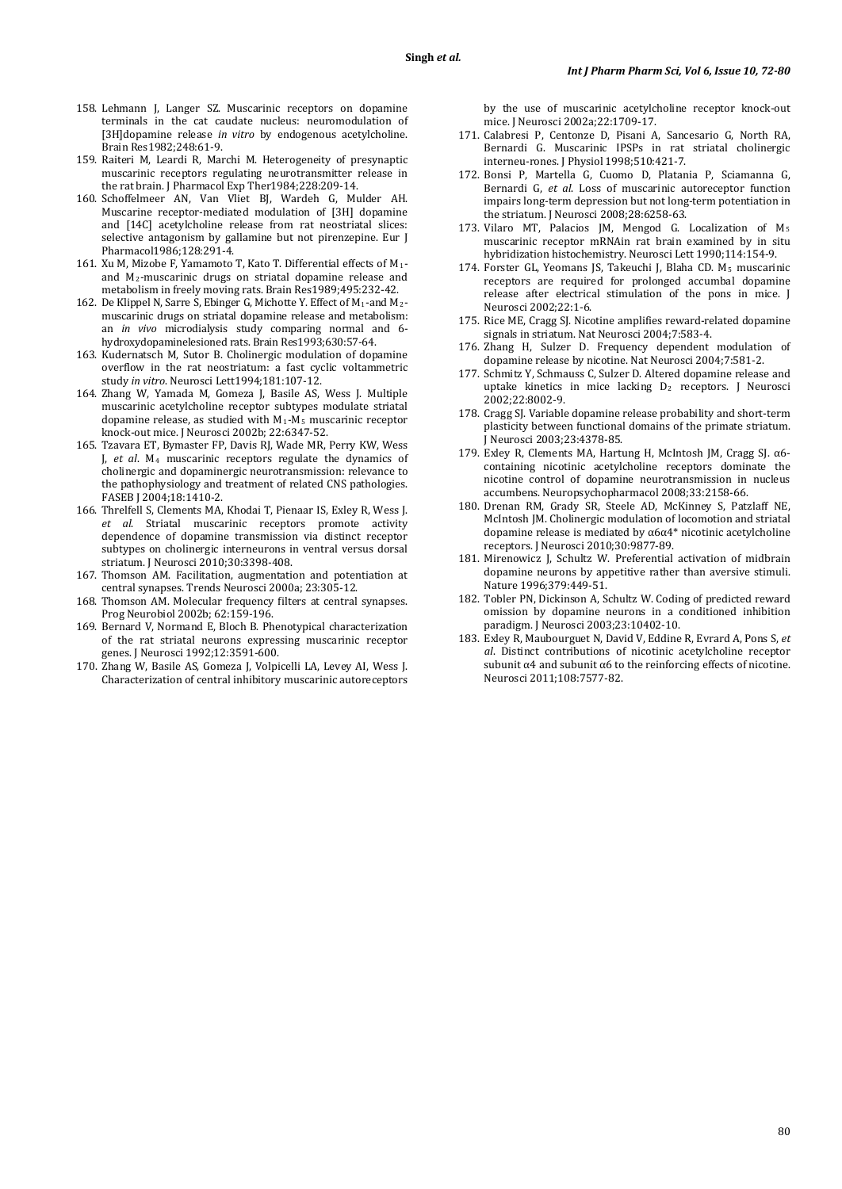158. Lehmann J, Langer SZ. Muscarinic receptors on dopamine terminals in the cat caudate nucleus: neuromodulation of [3H]dopamine release *in vitro* by endogenous acetylcholine. Brain Res1982;248:61-9.
159. Raiteri M, Leardi R, Marchi M. Heterogeneity of presynaptic muscarinic receptors regulating neurotransmitter release in the rat brain. J Pharmacol Exp Ther1984;228:209-14.
160. Schoffelmeer AN, Van Vliet BJ, Wardeh G, Mulder AH. Muscarine receptor-mediated modulation of [3H] dopamine and [14C] acetylcholine release from rat neostriatal slices: selective antagonism by gallamine but not pirenzepine. Eur J Pharmacol1986;128:291-4.
161. Xu M, Mizobe F, Yamamoto T, Kato T. Differential effects of $M_1$- and $M_2$-muscarinic drugs on striatal dopamine release and metabolism in freely moving rats. Brain Res1989;495:232-42.
162. De Klippel N, Sarre S, Ebinger G, Michotte Y. Effect of $M_1$-and $M_2$-muscarinic drugs on striatal dopamine release and metabolism: an *in vivo* microdialysis study comparing normal and 6-hydroxydopaminelesioned rats. Brain Res1993;630:57-64.
163. Kudernatsch M, Sutor B. Cholinergic modulation of dopamine overflow in the rat neostriatum: a fast cyclic voltammetric study *in vitro*. Neurosci Lett1994;181:107-12.
164. Zhang W, Yamada M, Gomeza J, Basile AS, Wess J. Multiple muscarinic acetylcholine receptor subtypes modulate striatal dopamine release, as studied with $M_1$-$M_5$ muscarinic receptor knock-out mice. J Neurosci 2002b; 22:6347-52.
165. Tzavara ET, Bymaster FP, Davis RJ, Wade MR, Perry KW, Wess J, *et al*. $M_4$ muscarinic receptors regulate the dynamics of cholinergic and dopaminergic neurotransmission: relevance to the pathophysiology and treatment of related CNS pathologies. FASEB J 2004;18:1410-2.
166. Threlfell S, Clements MA, Khodai T, Pienaar IS, Exley R, Wess J. *et al*. Striatal muscarinic receptors promote activity dependence of dopamine transmission via distinct receptor subtypes on cholinergic interneurons in ventral versus dorsal striatum. J Neurosci 2010;30:3398-408.
167. Thomson AM. Facilitation, augmentation and potentiation at central synapses. Trends Neurosci 2000a; 23:305-12.
168. Thomson AM. Molecular frequency filters at central synapses. Prog Neurobiol 2002b; 62:159-196.
169. Bernard V, Normand E, Bloch B. Phenotypical characterization of the rat striatal neurons expressing muscarinic receptor genes. J Neurosci 1992;12:3591-600.
170. Zhang W, Basile AS, Gomeza J, Volpicelli LA, Levey AI, Wess J. Characterization of central inhibitory muscarinic autoreceptors by the use of muscarinic acetylcholine receptor knock-out mice. J Neurosci 2002a;22:1709-17.
171. Calabresi P, Centonze D, Pisani A, Sancesario G, North RA, Bernardi G. Muscarinic IPSPs in rat striatal cholinergic interneu-rones. J Physiol 1998;510:421-7.
172. Bonsi P, Martella G, Cuomo D, Platania P, Sciamanna G, Bernardi G, *et al*. Loss of muscarinic autoreceptor function impairs long-term depression but not long-term potentiation in the striatum. J Neurosci 2008;28:6258-63.
173. Vilaro MT, Palacios JM, Mengod G. Localization of $M_5$ muscarinic receptor mRNAin rat brain examined by in situ hybridization histochemistry. Neurosci Lett 1990;114:154-9.
174. Forster GL, Yeomans JS, Takeuchi J, Blaha CD. $M_5$ muscarinic receptors are required for prolonged accumbal dopamine release after electrical stimulation of the pons in mice. J Neurosci 2002;22:1-6.
175. Rice ME, Cragg SJ. Nicotine amplifies reward-related dopamine signals in striatum. Nat Neurosci 2004;7:583-4.
176. Zhang H, Sulzer D. Frequency dependent modulation of dopamine release by nicotine. Nat Neurosci 2004;7:581-2.
177. Schmitz Y, Schmauss C, Sulzer D. Altered dopamine release and uptake kinetics in mice lacking $D_2$ receptors. J Neurosci 2002;22:8002-9.
178. Cragg SJ. Variable dopamine release probability and short-term plasticity between functional domains of the primate striatum. J Neurosci 2003;23:4378-85.
179. Exley R, Clements MA, Hartung H, McIntosh JM, Cragg SJ. α6-containing nicotinic acetylcholine receptors dominate the nicotine control of dopamine neurotransmission in nucleus accumbens. Neuropsychopharmacol 2008;33:2158-66.
180. Drenan RM, Grady SR, Steele AD, McKinney S, Patzlaff NE, McIntosh JM. Cholinergic modulation of locomotion and striatal dopamine release is mediated by α6α4* nicotinic acetylcholine receptors. J Neurosci 2010;30:9877-89.
181. Mirenowicz J, Schultz W. Preferential activation of midbrain dopamine neurons by appetitive rather than aversive stimuli. Nature 1996;379:449-51.
182. Tobler PN, Dickinson A, Schultz W. Coding of predicted reward omission by dopamine neurons in a conditioned inhibition paradigm. J Neurosci 2003;23:10402-10.
183. Exley R, Maubourguet N, David V, Eddine R, Evrard A, Pons S, *et al*. Distinct contributions of nicotinic acetylcholine receptor subunit α4 and subunit α6 to the reinforcing effects of nicotine. Neurosci 2011;108:7577-82.